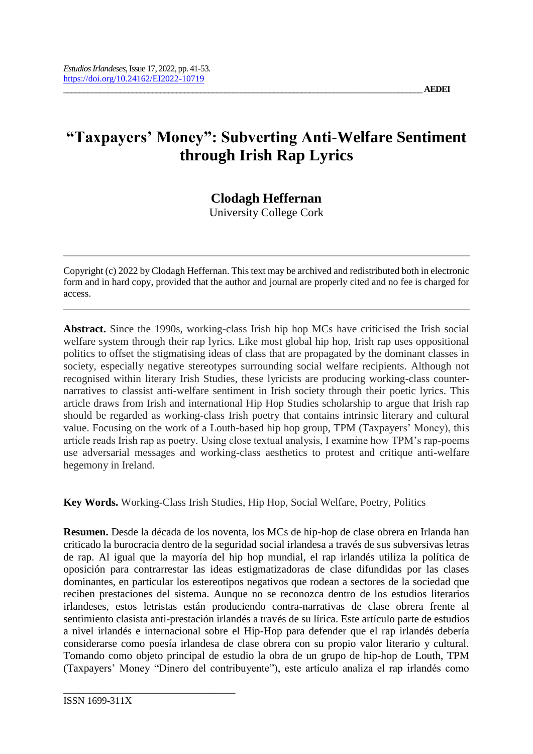*Estudios Irlandeses*, Issue 17, 2022, pp. 41-53.
https://doi.org/10.24162/EI2022-10719

# "Taxpayers' Money": Subverting Anti-Welfare Sentiment through Irish Rap Lyrics

## Clodagh Heffernan

University College Cork

Copyright (c) 2022 by Clodagh Heffernan. This text may be archived and redistributed both in electronic form and in hard copy, provided that the author and journal are properly cited and no fee is charged for access.

**Abstract.** Since the 1990s, working-class Irish hip hop MCs have criticised the Irish social welfare system through their rap lyrics. Like most global hip hop, Irish rap uses oppositional politics to offset the stigmatising ideas of class that are propagated by the dominant classes in society, especially negative stereotypes surrounding social welfare recipients. Although not recognised within literary Irish Studies, these lyricists are producing working-class counter-narratives to classist anti-welfare sentiment in Irish society through their poetic lyrics. This article draws from Irish and international Hip Hop Studies scholarship to argue that Irish rap should be regarded as working-class Irish poetry that contains intrinsic literary and cultural value. Focusing on the work of a Louth-based hip hop group, TPM (Taxpayers' Money), this article reads Irish rap as poetry. Using close textual analysis, I examine how TPM's rap-poems use adversarial messages and working-class aesthetics to protest and critique anti-welfare hegemony in Ireland.

**Key Words.** Working-Class Irish Studies, Hip Hop, Social Welfare, Poetry, Politics

**Resumen.** Desde la década de los noventa, los MCs de hip-hop de clase obrera en Irlanda han criticado la burocracia dentro de la seguridad social irlandesa a través de sus subversivas letras de rap. Al igual que la mayoría del hip hop mundial, el rap irlandés utiliza la política de oposición para contrarrestar las ideas estigmatizadoras de clase difundidas por las clases dominantes, en particular los estereotipos negativos que rodean a sectores de la sociedad que reciben prestaciones del sistema. Aunque no se reconozca dentro de los estudios literarios irlandeses, estos letristas están produciendo contra-narrativas de clase obrera frente al sentimiento clasista anti-prestación irlandés a través de su lírica. Este artículo parte de estudios a nivel irlandés e internacional sobre el Hip-Hop para defender que el rap irlandés debería considerarse como poesía irlandesa de clase obrera con su propio valor literario y cultural. Tomando como objeto principal de estudio la obra de un grupo de hip-hop de Louth, TPM (Taxpayers' Money "Dinero del contribuyente"), este artículo analiza el rap irlandés como

ISSN 1699-311X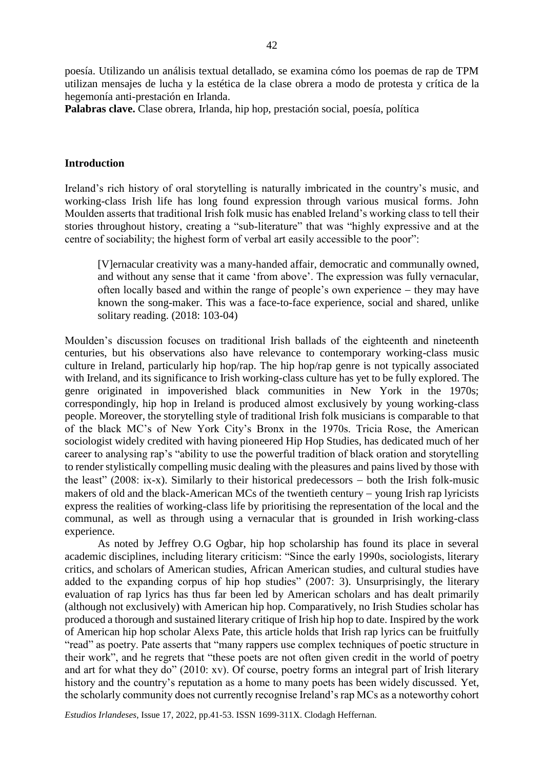poesía. Utilizando un análisis textual detallado, se examina cómo los poemas de rap de TPM utilizan mensajes de lucha y la estética de la clase obrera a modo de protesta y crítica de la hegemonía anti-prestación en Irlanda.

**Palabras clave.** Clase obrera, Irlanda, hip hop, prestación social, poesía, política

## Introduction

Ireland's rich history of oral storytelling is naturally imbricated in the country's music, and working-class Irish life has long found expression through various musical forms. John Moulden asserts that traditional Irish folk music has enabled Ireland's working class to tell their stories throughout history, creating a "sub-literature" that was "highly expressive and at the centre of sociability; the highest form of verbal art easily accessible to the poor":

> [V]ernacular creativity was a many-handed affair, democratic and communally owned, and without any sense that it came 'from above'. The expression was fully vernacular, often locally based and within the range of people's own experience – they may have known the song-maker. This was a face-to-face experience, social and shared, unlike solitary reading. (2018: 103-04)

Moulden's discussion focuses on traditional Irish ballads of the eighteenth and nineteenth centuries, but his observations also have relevance to contemporary working-class music culture in Ireland, particularly hip hop/rap. The hip hop/rap genre is not typically associated with Ireland, and its significance to Irish working-class culture has yet to be fully explored. The genre originated in impoverished black communities in New York in the 1970s; correspondingly, hip hop in Ireland is produced almost exclusively by young working-class people. Moreover, the storytelling style of traditional Irish folk musicians is comparable to that of the black MC's of New York City's Bronx in the 1970s. Tricia Rose, the American sociologist widely credited with having pioneered Hip Hop Studies, has dedicated much of her career to analysing rap's "ability to use the powerful tradition of black oration and storytelling to render stylistically compelling music dealing with the pleasures and pains lived by those with the least" (2008: ix-x). Similarly to their historical predecessors – both the Irish folk-music makers of old and the black-American MCs of the twentieth century – young Irish rap lyricists express the realities of working-class life by prioritising the representation of the local and the communal, as well as through using a vernacular that is grounded in Irish working-class experience.

As noted by Jeffrey O.G Ogbar, hip hop scholarship has found its place in several academic disciplines, including literary criticism: "Since the early 1990s, sociologists, literary critics, and scholars of American studies, African American studies, and cultural studies have added to the expanding corpus of hip hop studies" (2007: 3). Unsurprisingly, the literary evaluation of rap lyrics has thus far been led by American scholars and has dealt primarily (although not exclusively) with American hip hop. Comparatively, no Irish Studies scholar has produced a thorough and sustained literary critique of Irish hip hop to date. Inspired by the work of American hip hop scholar Alexs Pate, this article holds that Irish rap lyrics can be fruitfully "read" as poetry. Pate asserts that "many rappers use complex techniques of poetic structure in their work", and he regrets that "these poets are not often given credit in the world of poetry and art for what they do" (2010: xv). Of course, poetry forms an integral part of Irish literary history and the country's reputation as a home to many poets has been widely discussed. Yet, the scholarly community does not currently recognise Ireland's rap MCs as a noteworthy cohort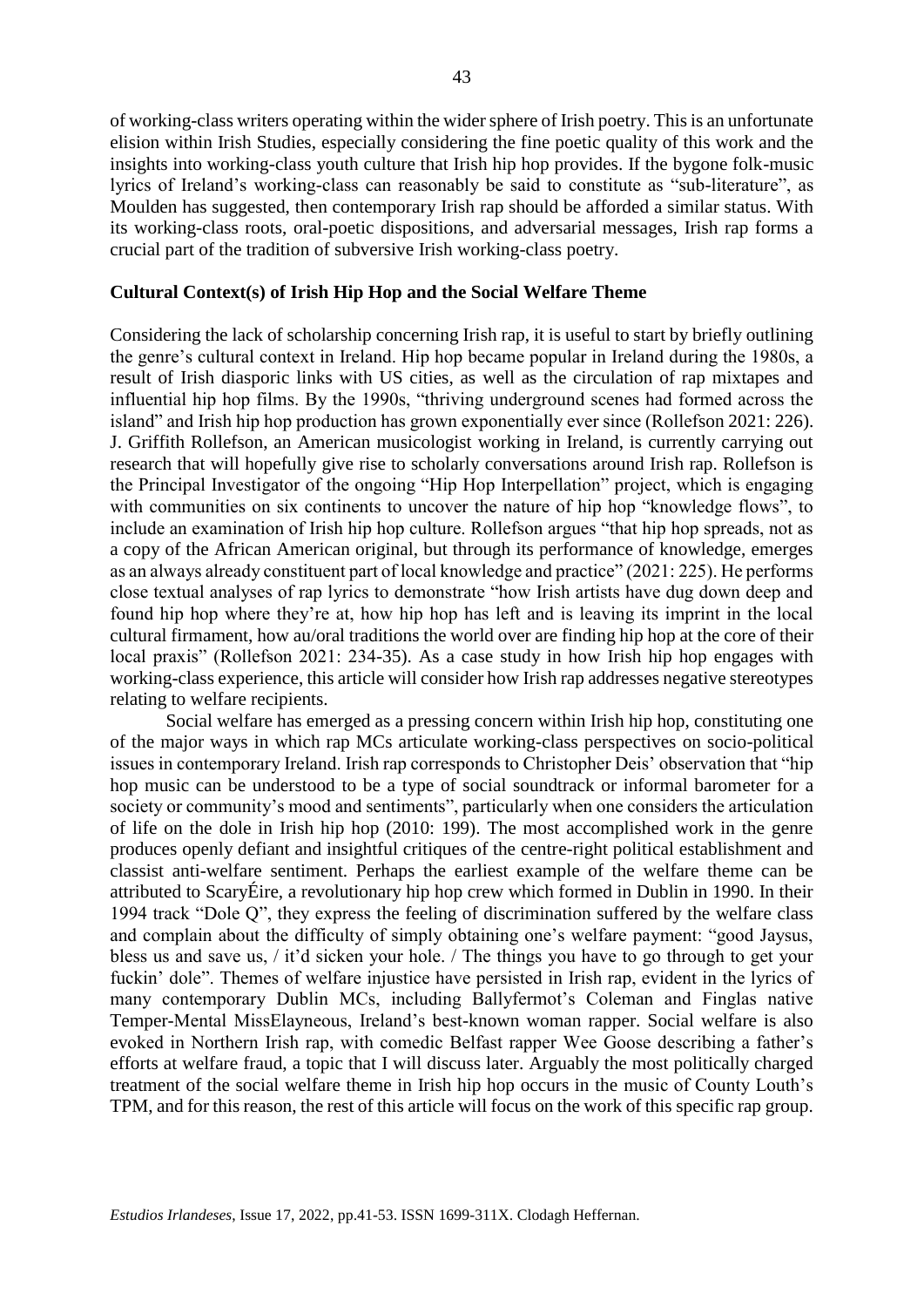of working-class writers operating within the wider sphere of Irish poetry. This is an unfortunate elision within Irish Studies, especially considering the fine poetic quality of this work and the insights into working-class youth culture that Irish hip hop provides. If the bygone folk-music lyrics of Ireland's working-class can reasonably be said to constitute as "sub-literature", as Moulden has suggested, then contemporary Irish rap should be afforded a similar status. With its working-class roots, oral-poetic dispositions, and adversarial messages, Irish rap forms a crucial part of the tradition of subversive Irish working-class poetry.

## Cultural Context(s) of Irish Hip Hop and the Social Welfare Theme

Considering the lack of scholarship concerning Irish rap, it is useful to start by briefly outlining the genre's cultural context in Ireland. Hip hop became popular in Ireland during the 1980s, a result of Irish diasporic links with US cities, as well as the circulation of rap mixtapes and influential hip hop films. By the 1990s, "thriving underground scenes had formed across the island" and Irish hip hop production has grown exponentially ever since (Rollefson 2021: 226). J. Griffith Rollefson, an American musicologist working in Ireland, is currently carrying out research that will hopefully give rise to scholarly conversations around Irish rap. Rollefson is the Principal Investigator of the ongoing "Hip Hop Interpellation" project, which is engaging with communities on six continents to uncover the nature of hip hop "knowledge flows", to include an examination of Irish hip hop culture. Rollefson argues "that hip hop spreads, not as a copy of the African American original, but through its performance of knowledge, emerges as an always already constituent part of local knowledge and practice" (2021: 225). He performs close textual analyses of rap lyrics to demonstrate "how Irish artists have dug down deep and found hip hop where they're at, how hip hop has left and is leaving its imprint in the local cultural firmament, how au/oral traditions the world over are finding hip hop at the core of their local praxis" (Rollefson 2021: 234-35). As a case study in how Irish hip hop engages with working-class experience, this article will consider how Irish rap addresses negative stereotypes relating to welfare recipients.

Social welfare has emerged as a pressing concern within Irish hip hop, constituting one of the major ways in which rap MCs articulate working-class perspectives on socio-political issues in contemporary Ireland. Irish rap corresponds to Christopher Deis' observation that "hip hop music can be understood to be a type of social soundtrack or informal barometer for a society or community's mood and sentiments", particularly when one considers the articulation of life on the dole in Irish hip hop (2010: 199). The most accomplished work in the genre produces openly defiant and insightful critiques of the centre-right political establishment and classist anti-welfare sentiment. Perhaps the earliest example of the welfare theme can be attributed to ScaryÉire, a revolutionary hip hop crew which formed in Dublin in 1990. In their 1994 track "Dole Q", they express the feeling of discrimination suffered by the welfare class and complain about the difficulty of simply obtaining one's welfare payment: "good Jaysus, bless us and save us, / it'd sicken your hole. / The things you have to go through to get your fuckin' dole". Themes of welfare injustice have persisted in Irish rap, evident in the lyrics of many contemporary Dublin MCs, including Ballyfermot's Coleman and Finglas native Temper-Mental MissElayneous, Ireland's best-known woman rapper. Social welfare is also evoked in Northern Irish rap, with comedic Belfast rapper Wee Goose describing a father's efforts at welfare fraud, a topic that I will discuss later. Arguably the most politically charged treatment of the social welfare theme in Irish hip hop occurs in the music of County Louth's TPM, and for this reason, the rest of this article will focus on the work of this specific rap group.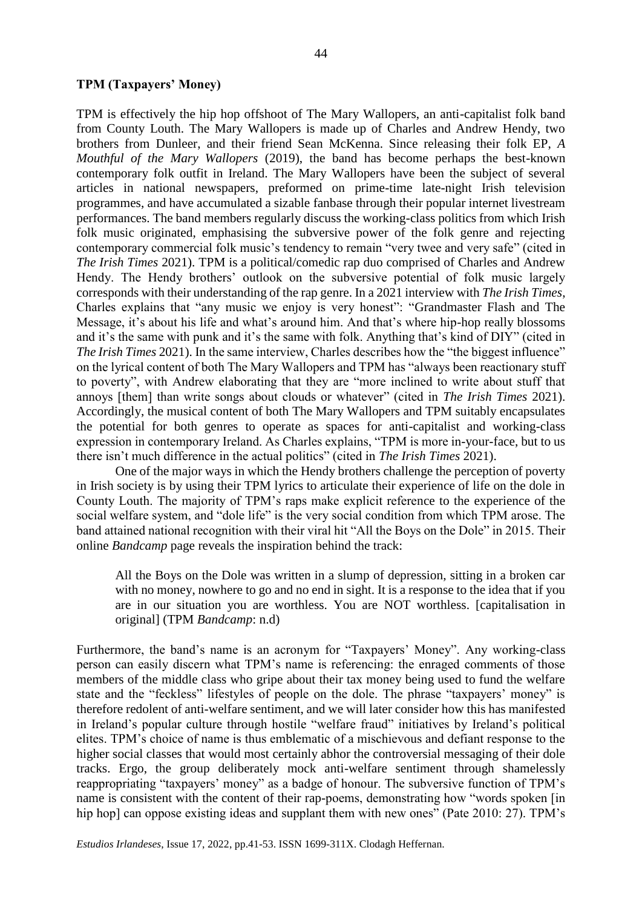**TPM (Taxpayers' Money)**

TPM is effectively the hip hop offshoot of The Mary Wallopers, an anti-capitalist folk band from County Louth. The Mary Wallopers is made up of Charles and Andrew Hendy, two brothers from Dunleer, and their friend Sean McKenna. Since releasing their folk EP, *A Mouthful of the Mary Wallopers* (2019), the band has become perhaps the best-known contemporary folk outfit in Ireland. The Mary Wallopers have been the subject of several articles in national newspapers, preformed on prime-time late-night Irish television programmes, and have accumulated a sizable fanbase through their popular internet livestream performances. The band members regularly discuss the working-class politics from which Irish folk music originated, emphasising the subversive power of the folk genre and rejecting contemporary commercial folk music's tendency to remain "very twee and very safe" (cited in *The Irish Times* 2021). TPM is a political/comedic rap duo comprised of Charles and Andrew Hendy. The Hendy brothers' outlook on the subversive potential of folk music largely corresponds with their understanding of the rap genre. In a 2021 interview with *The Irish Times*, Charles explains that "any music we enjoy is very honest": "Grandmaster Flash and The Message, it's about his life and what's around him. And that's where hip-hop really blossoms and it's the same with punk and it's the same with folk. Anything that's kind of DIY" (cited in *The Irish Times* 2021). In the same interview, Charles describes how the "the biggest influence" on the lyrical content of both The Mary Wallopers and TPM has "always been reactionary stuff to poverty", with Andrew elaborating that they are "more inclined to write about stuff that annoys [them] than write songs about clouds or whatever" (cited in *The Irish Times* 2021). Accordingly, the musical content of both The Mary Wallopers and TPM suitably encapsulates the potential for both genres to operate as spaces for anti-capitalist and working-class expression in contemporary Ireland. As Charles explains, "TPM is more in-your-face, but to us there isn't much difference in the actual politics" (cited in *The Irish Times* 2021).

One of the major ways in which the Hendy brothers challenge the perception of poverty in Irish society is by using their TPM lyrics to articulate their experience of life on the dole in County Louth. The majority of TPM's raps make explicit reference to the experience of the social welfare system, and "dole life" is the very social condition from which TPM arose. The band attained national recognition with their viral hit "All the Boys on the Dole" in 2015. Their online *Bandcamp* page reveals the inspiration behind the track:

> All the Boys on the Dole was written in a slump of depression, sitting in a broken car with no money, nowhere to go and no end in sight. It is a response to the idea that if you are in our situation you are worthless. You are NOT worthless. [capitalisation in original] (TPM *Bandcamp*: n.d)

Furthermore, the band's name is an acronym for "Taxpayers' Money". Any working-class person can easily discern what TPM's name is referencing: the enraged comments of those members of the middle class who gripe about their tax money being used to fund the welfare state and the "feckless" lifestyles of people on the dole. The phrase "taxpayers' money" is therefore redolent of anti-welfare sentiment, and we will later consider how this has manifested in Ireland's popular culture through hostile "welfare fraud" initiatives by Ireland's political elites. TPM's choice of name is thus emblematic of a mischievous and defiant response to the higher social classes that would most certainly abhor the controversial messaging of their dole tracks. Ergo, the group deliberately mock anti-welfare sentiment through shamelessly reappropriating "taxpayers' money" as a badge of honour. The subversive function of TPM's name is consistent with the content of their rap-poems, demonstrating how "words spoken [in hip hop] can oppose existing ideas and supplant them with new ones" (Pate 2010: 27). TPM's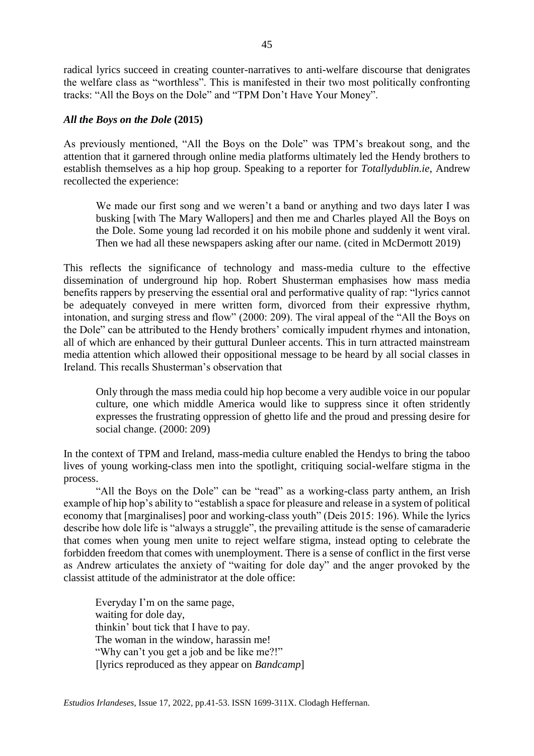radical lyrics succeed in creating counter-narratives to anti-welfare discourse that denigrates the welfare class as "worthless". This is manifested in their two most politically confronting tracks: "All the Boys on the Dole" and "TPM Don't Have Your Money".

### *All the Boys on the Dole* (2015)

As previously mentioned, "All the Boys on the Dole" was TPM's breakout song, and the attention that it garnered through online media platforms ultimately led the Hendy brothers to establish themselves as a hip hop group. Speaking to a reporter for *Totallydublin.ie*, Andrew recollected the experience:

> We made our first song and we weren't a band or anything and two days later I was busking [with The Mary Wallopers] and then me and Charles played All the Boys on the Dole. Some young lad recorded it on his mobile phone and suddenly it went viral. Then we had all these newspapers asking after our name. (cited in McDermott 2019)

This reflects the significance of technology and mass-media culture to the effective dissemination of underground hip hop. Robert Shusterman emphasises how mass media benefits rappers by preserving the essential oral and performative quality of rap: "lyrics cannot be adequately conveyed in mere written form, divorced from their expressive rhythm, intonation, and surging stress and flow" (2000: 209). The viral appeal of the "All the Boys on the Dole" can be attributed to the Hendy brothers' comically impudent rhymes and intonation, all of which are enhanced by their guttural Dunleer accents. This in turn attracted mainstream media attention which allowed their oppositional message to be heard by all social classes in Ireland. This recalls Shusterman's observation that

> Only through the mass media could hip hop become a very audible voice in our popular culture, one which middle America would like to suppress since it often stridently expresses the frustrating oppression of ghetto life and the proud and pressing desire for social change. (2000: 209)

In the context of TPM and Ireland, mass-media culture enabled the Hendys to bring the taboo lives of young working-class men into the spotlight, critiquing social-welfare stigma in the process.

"All the Boys on the Dole" can be "read" as a working-class party anthem, an Irish example of hip hop's ability to "establish a space for pleasure and release in a system of political economy that [marginalises] poor and working-class youth" (Deis 2015: 196). While the lyrics describe how dole life is "always a struggle", the prevailing attitude is the sense of camaraderie that comes when young men unite to reject welfare stigma, instead opting to celebrate the forbidden freedom that comes with unemployment. There is a sense of conflict in the first verse as Andrew articulates the anxiety of "waiting for dole day" and the anger provoked by the classist attitude of the administrator at the dole office:

> Everyday I'm on the same page,
> waiting for dole day,
> thinkin' bout tick that I have to pay.
> The woman in the window, harassin me!
> "Why can't you get a job and be like me?!"
> [lyrics reproduced as they appear on *Bandcamp*]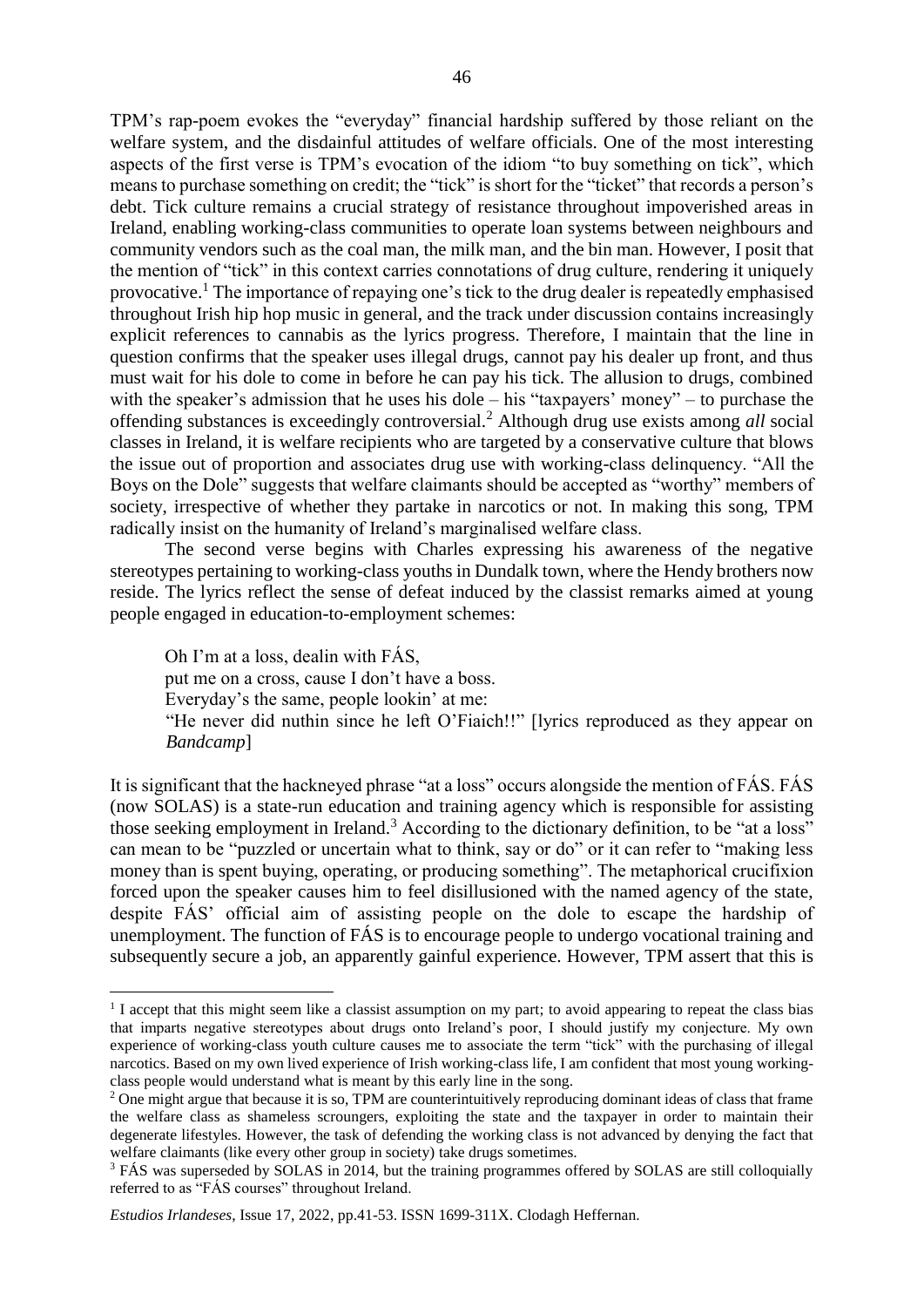TPM's rap-poem evokes the "everyday" financial hardship suffered by those reliant on the welfare system, and the disdainful attitudes of welfare officials. One of the most interesting aspects of the first verse is TPM's evocation of the idiom "to buy something on tick", which means to purchase something on credit; the "tick" is short for the "ticket" that records a person's debt. Tick culture remains a crucial strategy of resistance throughout impoverished areas in Ireland, enabling working-class communities to operate loan systems between neighbours and community vendors such as the coal man, the milk man, and the bin man. However, I posit that the mention of "tick" in this context carries connotations of drug culture, rendering it uniquely provocative.[1] The importance of repaying one's tick to the drug dealer is repeatedly emphasised throughout Irish hip hop music in general, and the track under discussion contains increasingly explicit references to cannabis as the lyrics progress. Therefore, I maintain that the line in question confirms that the speaker uses illegal drugs, cannot pay his dealer up front, and thus must wait for his dole to come in before he can pay his tick. The allusion to drugs, combined with the speaker's admission that he uses his dole – his "taxpayers' money" – to purchase the offending substances is exceedingly controversial.[2] Although drug use exists among *all* social classes in Ireland, it is welfare recipients who are targeted by a conservative culture that blows the issue out of proportion and associates drug use with working-class delinquency. "All the Boys on the Dole" suggests that welfare claimants should be accepted as "worthy" members of society, irrespective of whether they partake in narcotics or not. In making this song, TPM radically insist on the humanity of Ireland's marginalised welfare class.

The second verse begins with Charles expressing his awareness of the negative stereotypes pertaining to working-class youths in Dundalk town, where the Hendy brothers now reside. The lyrics reflect the sense of defeat induced by the classist remarks aimed at young people engaged in education-to-employment schemes:

> Oh I'm at a loss, dealin with FÁS,
> put me on a cross, cause I don't have a boss.
> Everyday's the same, people lookin' at me:
> "He never did nuthin since he left O'Fiaich!!" [lyrics reproduced as they appear on *Bandcamp*]

It is significant that the hackneyed phrase "at a loss" occurs alongside the mention of FÁS. FÁS (now SOLAS) is a state-run education and training agency which is responsible for assisting those seeking employment in Ireland.[3] According to the dictionary definition, to be "at a loss" can mean to be "puzzled or uncertain what to think, say or do" or it can refer to "making less money than is spent buying, operating, or producing something". The metaphorical crucifixion forced upon the speaker causes him to feel disillusioned with the named agency of the state, despite FÁS' official aim of assisting people on the dole to escape the hardship of unemployment. The function of FÁS is to encourage people to undergo vocational training and subsequently secure a job, an apparently gainful experience. However, TPM assert that this is

---

[1] I accept that this might seem like a classist assumption on my part; to avoid appearing to repeat the class bias that imparts negative stereotypes about drugs onto Ireland's poor, I should justify my conjecture. My own experience of working-class youth culture causes me to associate the term "tick" with the purchasing of illegal narcotics. Based on my own lived experience of Irish working-class life, I am confident that most young working-class people would understand what is meant by this early line in the song.

[2] One might argue that because it is so, TPM are counterintuitively reproducing dominant ideas of class that frame the welfare class as shameless scroungers, exploiting the state and the taxpayer in order to maintain their degenerate lifestyles. However, the task of defending the working class is not advanced by denying the fact that welfare claimants (like every other group in society) take drugs sometimes.

[3] FÁS was superseded by SOLAS in 2014, but the training programmes offered by SOLAS are still colloquially referred to as "FÁS courses" throughout Ireland.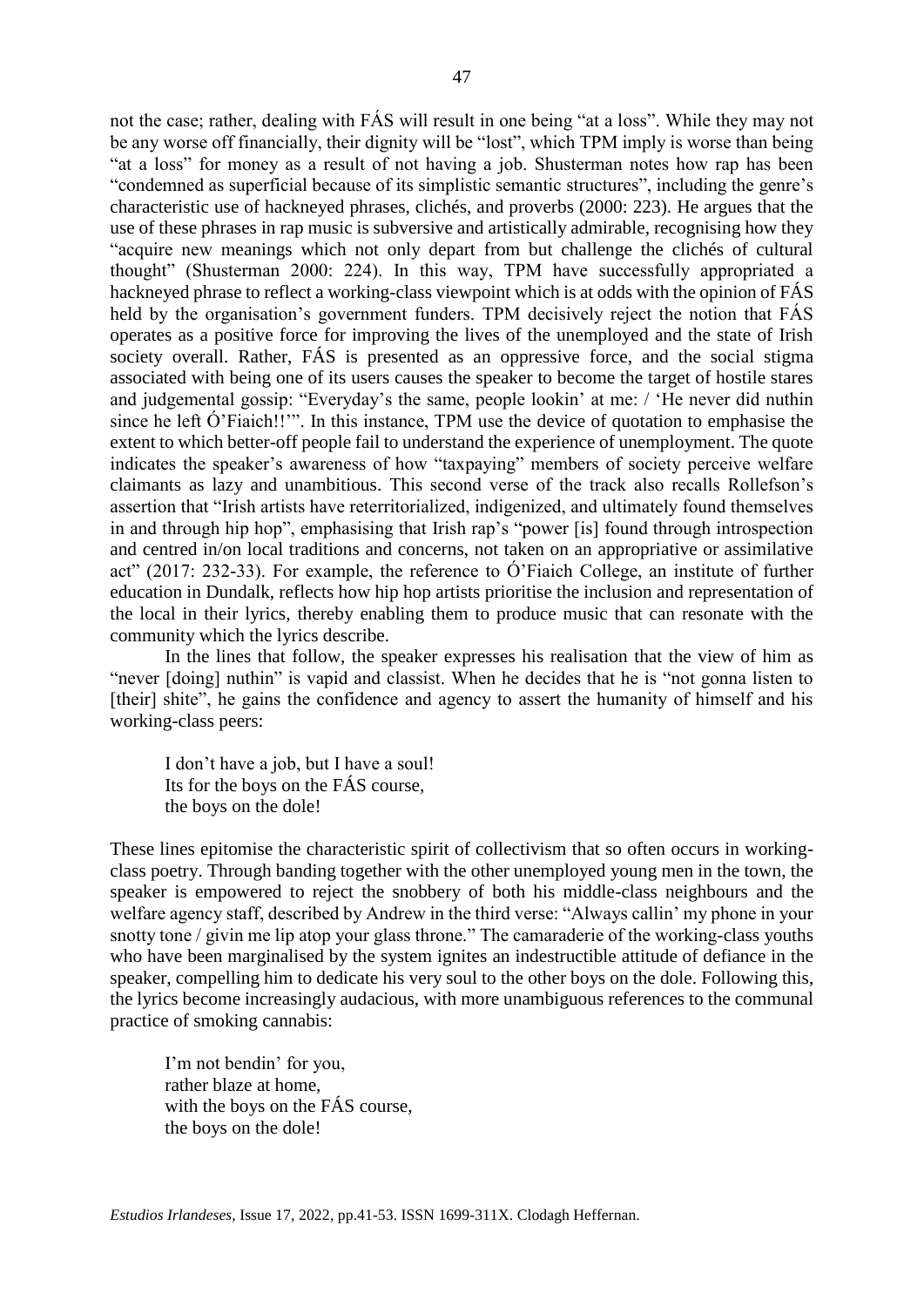not the case; rather, dealing with FÁS will result in one being "at a loss". While they may not be any worse off financially, their dignity will be "lost", which TPM imply is worse than being "at a loss" for money as a result of not having a job. Shusterman notes how rap has been "condemned as superficial because of its simplistic semantic structures", including the genre's characteristic use of hackneyed phrases, clichés, and proverbs (2000: 223). He argues that the use of these phrases in rap music is subversive and artistically admirable, recognising how they "acquire new meanings which not only depart from but challenge the clichés of cultural thought" (Shusterman 2000: 224). In this way, TPM have successfully appropriated a hackneyed phrase to reflect a working-class viewpoint which is at odds with the opinion of FÁS held by the organisation's government funders. TPM decisively reject the notion that FÁS operates as a positive force for improving the lives of the unemployed and the state of Irish society overall. Rather, FÁS is presented as an oppressive force, and the social stigma associated with being one of its users causes the speaker to become the target of hostile stares and judgemental gossip: "Everyday's the same, people lookin' at me: / 'He never did nuthin since he left Ó'Fiaich!!'". In this instance, TPM use the device of quotation to emphasise the extent to which better-off people fail to understand the experience of unemployment. The quote indicates the speaker's awareness of how "taxpaying" members of society perceive welfare claimants as lazy and unambitious. This second verse of the track also recalls Rollefson's assertion that "Irish artists have reterritorialized, indigenized, and ultimately found themselves in and through hip hop", emphasising that Irish rap's "power [is] found through introspection and centred in/on local traditions and concerns, not taken on an appropriative or assimilative act" (2017: 232-33). For example, the reference to Ó'Fiaich College, an institute of further education in Dundalk, reflects how hip hop artists prioritise the inclusion and representation of the local in their lyrics, thereby enabling them to produce music that can resonate with the community which the lyrics describe.

In the lines that follow, the speaker expresses his realisation that the view of him as "never [doing] nuthin" is vapid and classist. When he decides that he is "not gonna listen to [their] shite", he gains the confidence and agency to assert the humanity of himself and his working-class peers:

> I don't have a job, but I have a soul!
> Its for the boys on the FÁS course,
> the boys on the dole!

These lines epitomise the characteristic spirit of collectivism that so often occurs in working-class poetry. Through banding together with the other unemployed young men in the town, the speaker is empowered to reject the snobbery of both his middle-class neighbours and the welfare agency staff, described by Andrew in the third verse: "Always callin' my phone in your snotty tone / givin me lip atop your glass throne." The camaraderie of the working-class youths who have been marginalised by the system ignites an indestructible attitude of defiance in the speaker, compelling him to dedicate his very soul to the other boys on the dole. Following this, the lyrics become increasingly audacious, with more unambiguous references to the communal practice of smoking cannabis:

> I'm not bendin' for you,
> rather blaze at home,
> with the boys on the FÁS course,
> the boys on the dole!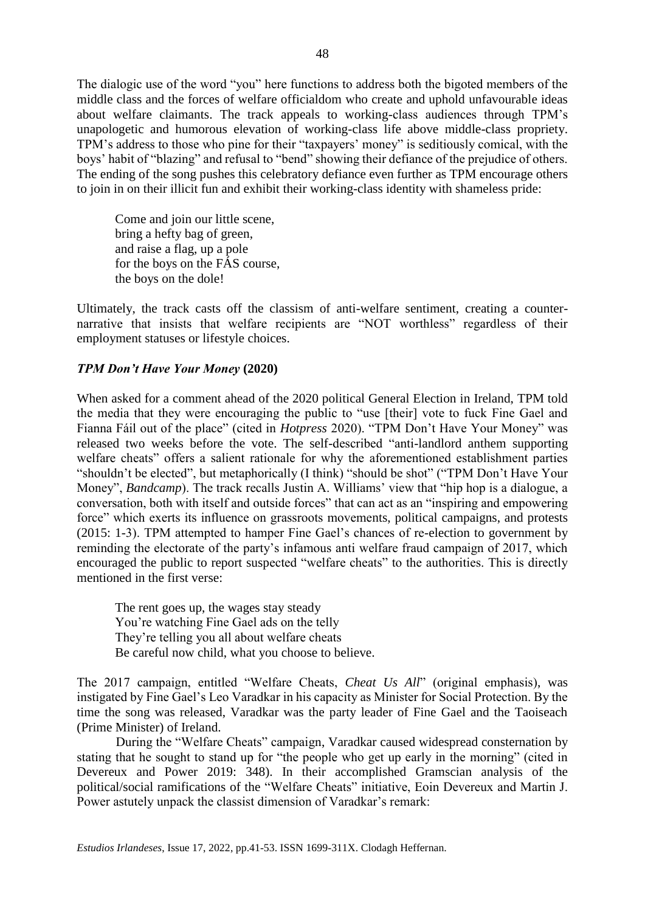The dialogic use of the word "you" here functions to address both the bigoted members of the middle class and the forces of welfare officialdom who create and uphold unfavourable ideas about welfare claimants. The track appeals to working-class audiences through TPM's unapologetic and humorous elevation of working-class life above middle-class propriety. TPM's address to those who pine for their "taxpayers' money" is seditiously comical, with the boys' habit of "blazing" and refusal to "bend" showing their defiance of the prejudice of others. The ending of the song pushes this celebratory defiance even further as TPM encourage others to join in on their illicit fun and exhibit their working-class identity with shameless pride:

> Come and join our little scene,
> bring a hefty bag of green,
> and raise a flag, up a pole
> for the boys on the FÁS course,
> the boys on the dole!

Ultimately, the track casts off the classism of anti-welfare sentiment, creating a counter-narrative that insists that welfare recipients are "NOT worthless" regardless of their employment statuses or lifestyle choices.

### *TPM Don't Have Your Money* (2020)

When asked for a comment ahead of the 2020 political General Election in Ireland, TPM told the media that they were encouraging the public to "use [their] vote to fuck Fine Gael and Fianna Fáil out of the place" (cited in *Hotpress* 2020). "TPM Don't Have Your Money" was released two weeks before the vote. The self-described "anti-landlord anthem supporting welfare cheats" offers a salient rationale for why the aforementioned establishment parties "shouldn't be elected", but metaphorically (I think) "should be shot" ("TPM Don't Have Your Money", *Bandcamp*). The track recalls Justin A. Williams' view that "hip hop is a dialogue, a conversation, both with itself and outside forces" that can act as an "inspiring and empowering force" which exerts its influence on grassroots movements, political campaigns, and protests (2015: 1-3). TPM attempted to hamper Fine Gael's chances of re-election to government by reminding the electorate of the party's infamous anti welfare fraud campaign of 2017, which encouraged the public to report suspected "welfare cheats" to the authorities. This is directly mentioned in the first verse:

> The rent goes up, the wages stay steady
> You're watching Fine Gael ads on the telly
> They're telling you all about welfare cheats
> Be careful now child, what you choose to believe.

The 2017 campaign, entitled "Welfare Cheats, *Cheat Us All*" (original emphasis), was instigated by Fine Gael's Leo Varadkar in his capacity as Minister for Social Protection. By the time the song was released, Varadkar was the party leader of Fine Gael and the Taoiseach (Prime Minister) of Ireland.

During the "Welfare Cheats" campaign, Varadkar caused widespread consternation by stating that he sought to stand up for "the people who get up early in the morning" (cited in Devereux and Power 2019: 348). In their accomplished Gramscian analysis of the political/social ramifications of the "Welfare Cheats" initiative, Eoin Devereux and Martin J. Power astutely unpack the classist dimension of Varadkar's remark: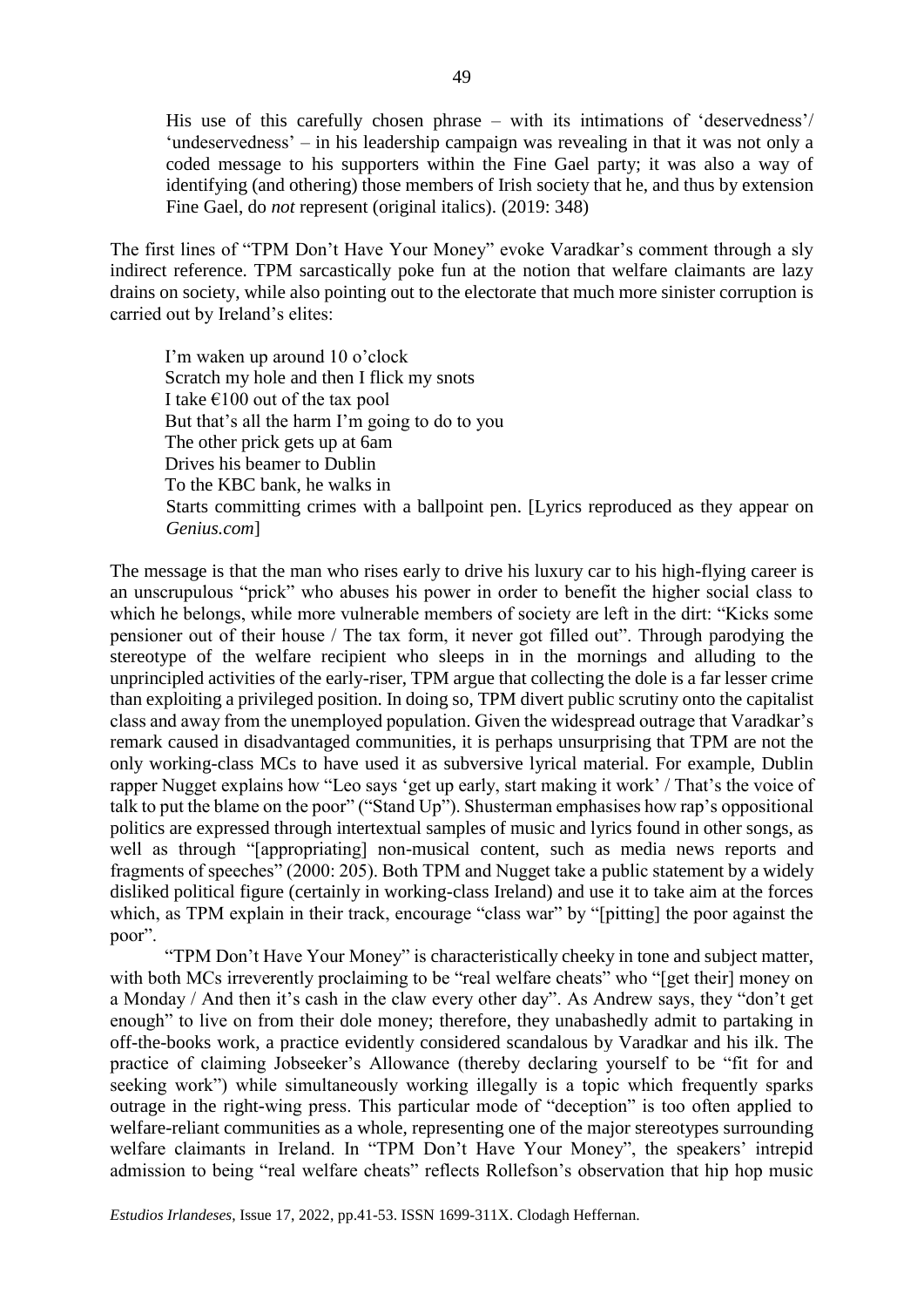> His use of this carefully chosen phrase – with its intimations of 'deservedness'/ 'undeservedness' – in his leadership campaign was revealing in that it was not only a coded message to his supporters within the Fine Gael party; it was also a way of identifying (and othering) those members of Irish society that he, and thus by extension Fine Gael, do *not* represent (original italics). (2019: 348)

The first lines of "TPM Don't Have Your Money" evoke Varadkar's comment through a sly indirect reference. TPM sarcastically poke fun at the notion that welfare claimants are lazy drains on society, while also pointing out to the electorate that much more sinister corruption is carried out by Ireland's elites:

> I'm waken up around 10 o'clock
> Scratch my hole and then I flick my snots
> I take €100 out of the tax pool
> But that's all the harm I'm going to do to you
> The other prick gets up at 6am
> Drives his beamer to Dublin
> To the KBC bank, he walks in
> Starts committing crimes with a ballpoint pen. [Lyrics reproduced as they appear on *Genius.com*]

The message is that the man who rises early to drive his luxury car to his high-flying career is an unscrupulous "prick" who abuses his power in order to benefit the higher social class to which he belongs, while more vulnerable members of society are left in the dirt: "Kicks some pensioner out of their house / The tax form, it never got filled out". Through parodying the stereotype of the welfare recipient who sleeps in in the mornings and alluding to the unprincipled activities of the early-riser, TPM argue that collecting the dole is a far lesser crime than exploiting a privileged position. In doing so, TPM divert public scrutiny onto the capitalist class and away from the unemployed population. Given the widespread outrage that Varadkar's remark caused in disadvantaged communities, it is perhaps unsurprising that TPM are not the only working-class MCs to have used it as subversive lyrical material. For example, Dublin rapper Nugget explains how "Leo says 'get up early, start making it work' / That's the voice of talk to put the blame on the poor" ("Stand Up"). Shusterman emphasises how rap's oppositional politics are expressed through intertextual samples of music and lyrics found in other songs, as well as through "[appropriating] non-musical content, such as media news reports and fragments of speeches" (2000: 205). Both TPM and Nugget take a public statement by a widely disliked political figure (certainly in working-class Ireland) and use it to take aim at the forces which, as TPM explain in their track, encourage "class war" by "[pitting] the poor against the poor".

"TPM Don't Have Your Money" is characteristically cheeky in tone and subject matter, with both MCs irreverently proclaiming to be "real welfare cheats" who "[get their] money on a Monday / And then it's cash in the claw every other day". As Andrew says, they "don't get enough" to live on from their dole money; therefore, they unabashedly admit to partaking in off-the-books work, a practice evidently considered scandalous by Varadkar and his ilk. The practice of claiming Jobseeker's Allowance (thereby declaring yourself to be "fit for and seeking work") while simultaneously working illegally is a topic which frequently sparks outrage in the right-wing press. This particular mode of "deception" is too often applied to welfare-reliant communities as a whole, representing one of the major stereotypes surrounding welfare claimants in Ireland. In "TPM Don't Have Your Money", the speakers' intrepid admission to being "real welfare cheats" reflects Rollefson's observation that hip hop music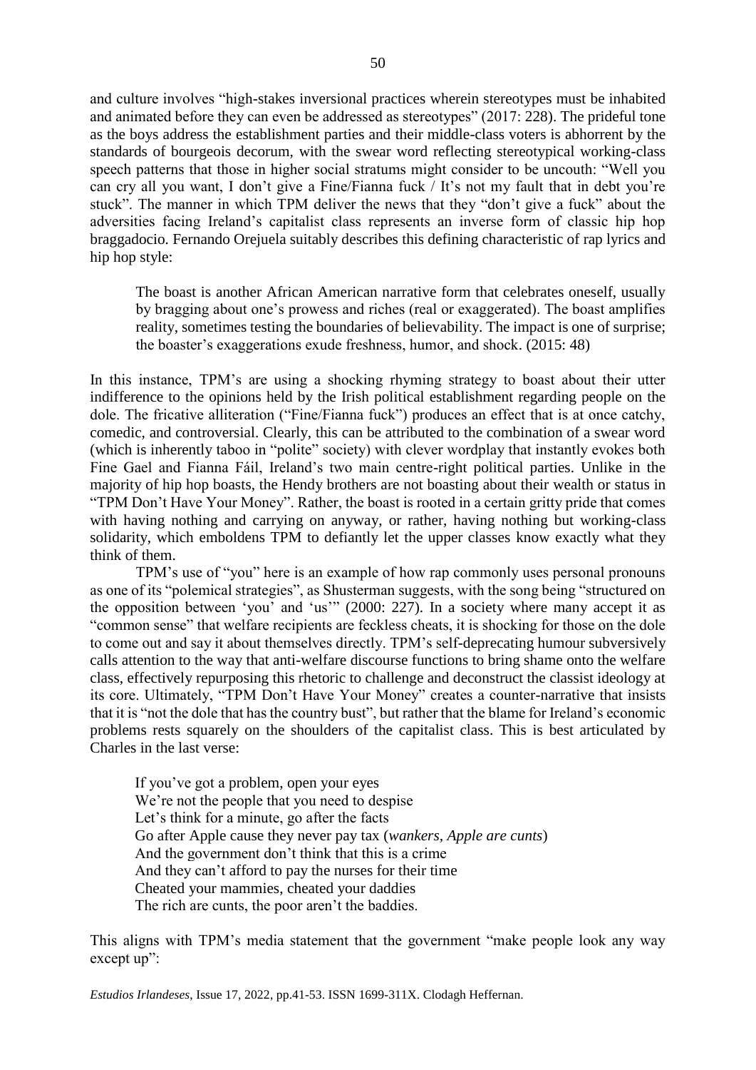and culture involves "high-stakes inversional practices wherein stereotypes must be inhabited and animated before they can even be addressed as stereotypes" (2017: 228). The prideful tone as the boys address the establishment parties and their middle-class voters is abhorrent by the standards of bourgeois decorum, with the swear word reflecting stereotypical working-class speech patterns that those in higher social stratums might consider to be uncouth: "Well you can cry all you want, I don't give a Fine/Fianna fuck / It's not my fault that in debt you're stuck". The manner in which TPM deliver the news that they "don't give a fuck" about the adversities facing Ireland's capitalist class represents an inverse form of classic hip hop braggadocio. Fernando Orejuela suitably describes this defining characteristic of rap lyrics and hip hop style:

> The boast is another African American narrative form that celebrates oneself, usually by bragging about one's prowess and riches (real or exaggerated). The boast amplifies reality, sometimes testing the boundaries of believability. The impact is one of surprise; the boaster's exaggerations exude freshness, humor, and shock. (2015: 48)

In this instance, TPM's are using a shocking rhyming strategy to boast about their utter indifference to the opinions held by the Irish political establishment regarding people on the dole. The fricative alliteration ("Fine/Fianna fuck") produces an effect that is at once catchy, comedic, and controversial. Clearly, this can be attributed to the combination of a swear word (which is inherently taboo in "polite" society) with clever wordplay that instantly evokes both Fine Gael and Fianna Fáil, Ireland's two main centre-right political parties. Unlike in the majority of hip hop boasts, the Hendy brothers are not boasting about their wealth or status in "TPM Don't Have Your Money". Rather, the boast is rooted in a certain gritty pride that comes with having nothing and carrying on anyway, or rather, having nothing but working-class solidarity, which emboldens TPM to defiantly let the upper classes know exactly what they think of them.

TPM's use of "you" here is an example of how rap commonly uses personal pronouns as one of its "polemical strategies", as Shusterman suggests, with the song being "structured on the opposition between 'you' and 'us'" (2000: 227). In a society where many accept it as "common sense" that welfare recipients are feckless cheats, it is shocking for those on the dole to come out and say it about themselves directly. TPM's self-deprecating humour subversively calls attention to the way that anti-welfare discourse functions to bring shame onto the welfare class, effectively repurposing this rhetoric to challenge and deconstruct the classist ideology at its core. Ultimately, "TPM Don't Have Your Money" creates a counter-narrative that insists that it is "not the dole that has the country bust", but rather that the blame for Ireland's economic problems rests squarely on the shoulders of the capitalist class. This is best articulated by Charles in the last verse:

> If you've got a problem, open your eyes
> We're not the people that you need to despise
> Let's think for a minute, go after the facts
> Go after Apple cause they never pay tax (*wankers, Apple are cunts*)
> And the government don't think that this is a crime
> And they can't afford to pay the nurses for their time
> Cheated your mammies, cheated your daddies
> The rich are cunts, the poor aren't the baddies.

This aligns with TPM's media statement that the government "make people look any way except up":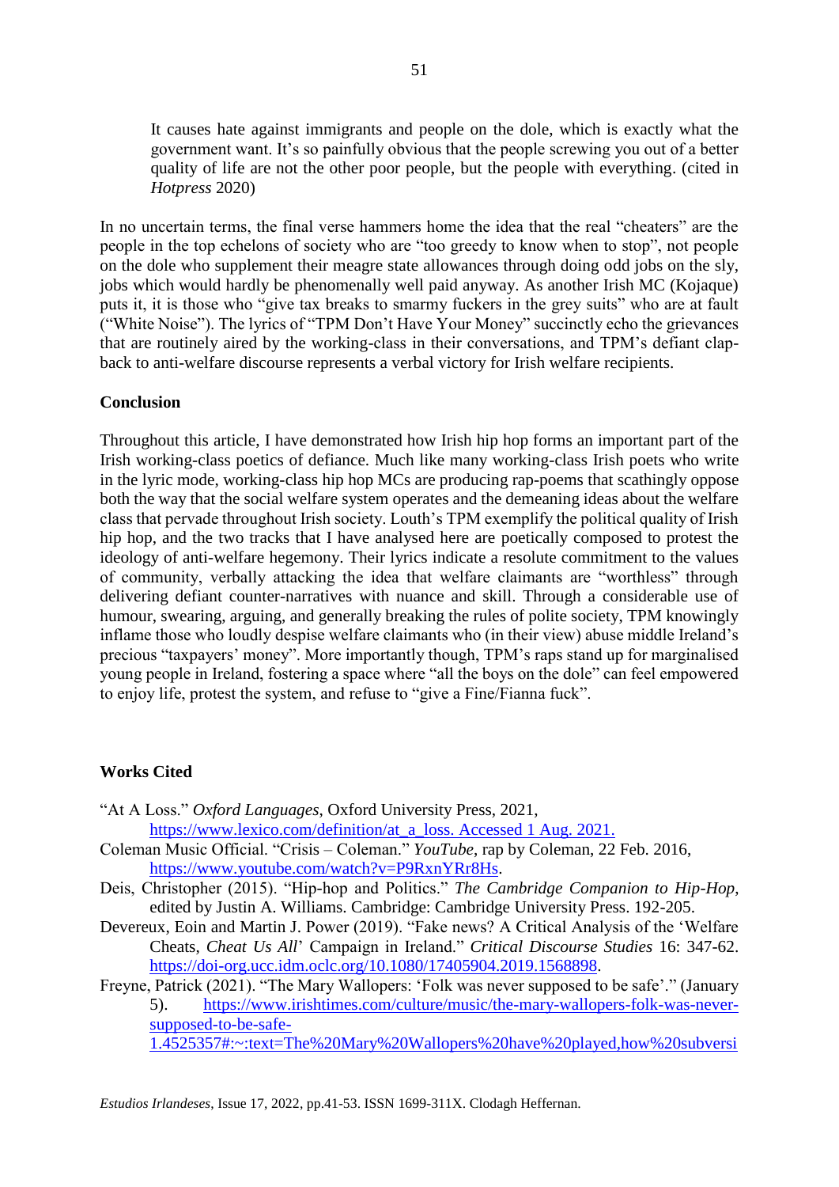> It causes hate against immigrants and people on the dole, which is exactly what the government want. It's so painfully obvious that the people screwing you out of a better quality of life are not the other poor people, but the people with everything. (cited in *Hotpress* 2020)

In no uncertain terms, the final verse hammers home the idea that the real "cheaters" are the people in the top echelons of society who are "too greedy to know when to stop", not people on the dole who supplement their meagre state allowances through doing odd jobs on the sly, jobs which would hardly be phenomenally well paid anyway. As another Irish MC (Kojaque) puts it, it is those who "give tax breaks to smarmy fuckers in the grey suits" who are at fault ("White Noise"). The lyrics of "TPM Don't Have Your Money" succinctly echo the grievances that are routinely aired by the working-class in their conversations, and TPM's defiant clap-back to anti-welfare discourse represents a verbal victory for Irish welfare recipients.

### Conclusion

Throughout this article, I have demonstrated how Irish hip hop forms an important part of the Irish working-class poetics of defiance. Much like many working-class Irish poets who write in the lyric mode, working-class hip hop MCs are producing rap-poems that scathingly oppose both the way that the social welfare system operates and the demeaning ideas about the welfare class that pervade throughout Irish society. Louth's TPM exemplify the political quality of Irish hip hop, and the two tracks that I have analysed here are poetically composed to protest the ideology of anti-welfare hegemony. Their lyrics indicate a resolute commitment to the values of community, verbally attacking the idea that welfare claimants are "worthless" through delivering defiant counter-narratives with nuance and skill. Through a considerable use of humour, swearing, arguing, and generally breaking the rules of polite society, TPM knowingly inflame those who loudly despise welfare claimants who (in their view) abuse middle Ireland's precious "taxpayers' money". More importantly though, TPM's raps stand up for marginalised young people in Ireland, fostering a space where "all the boys on the dole" can feel empowered to enjoy life, protest the system, and refuse to "give a Fine/Fianna fuck".

### Works Cited

"At A Loss." *Oxford Languages*, Oxford University Press, 2021, https://www.lexico.com/definition/at_a_loss. Accessed 1 Aug. 2021.

Coleman Music Official. "Crisis – Coleman." *YouTube*, rap by Coleman, 22 Feb. 2016, https://www.youtube.com/watch?v=P9RxnYRr8Hs.

Deis, Christopher (2015). "Hip-hop and Politics." *The Cambridge Companion to Hip-Hop*, edited by Justin A. Williams. Cambridge: Cambridge University Press. 192-205.

Devereux, Eoin and Martin J. Power (2019). "Fake news? A Critical Analysis of the 'Welfare Cheats, *Cheat Us All*' Campaign in Ireland." *Critical Discourse Studies* 16: 347-62. https://doi-org.ucc.idm.oclc.org/10.1080/17405904.2019.1568898.

Freyne, Patrick (2021). "The Mary Wallopers: 'Folk was never supposed to be safe'." (January 5). https://www.irishtimes.com/culture/music/the-mary-wallopers-folk-was-never-supposed-to-be-safe-1.4525357#:~:text=The%20Mary%20Wallopers%20have%20played,how%20subversi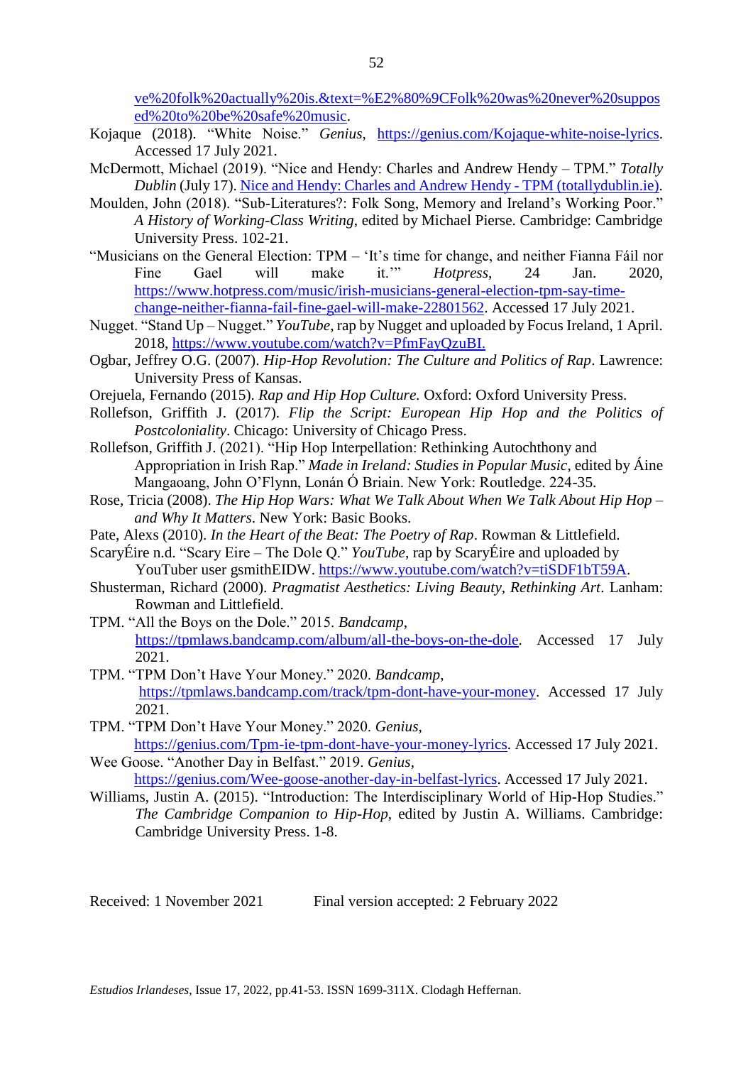ve%20folk%20actually%20is.&text=%E2%80%9CFolk%20was%20never%20supposed%20to%20be%20safe%20music.

Kojaque (2018). "White Noise." *Genius*, https://genius.com/Kojaque-white-noise-lyrics. Accessed 17 July 2021.

McDermott, Michael (2019). "Nice and Hendy: Charles and Andrew Hendy – TPM." *Totally Dublin* (July 17). Nice and Hendy: Charles and Andrew Hendy - TPM (totallydublin.ie).

Moulden, John (2018). "Sub-Literatures?: Folk Song, Memory and Ireland's Working Poor." *A History of Working-Class Writing*, edited by Michael Pierse. Cambridge: Cambridge University Press. 102-21.

"Musicians on the General Election: TPM – 'It's time for change, and neither Fianna Fáil nor Fine Gael will make it.'" *Hotpress*, 24 Jan. 2020, https://www.hotpress.com/music/irish-musicians-general-election-tpm-say-time-change-neither-fianna-fail-fine-gael-will-make-22801562. Accessed 17 July 2021.

Nugget. "Stand Up – Nugget." *YouTube*, rap by Nugget and uploaded by Focus Ireland, 1 April. 2018, https://www.youtube.com/watch?v=PfmFayQzuBI.

Ogbar, Jeffrey O.G. (2007). *Hip-Hop Revolution: The Culture and Politics of Rap*. Lawrence: University Press of Kansas.

Orejuela, Fernando (2015). *Rap and Hip Hop Culture.* Oxford: Oxford University Press.

Rollefson, Griffith J. (2017). *Flip the Script: European Hip Hop and the Politics of Postcoloniality*. Chicago: University of Chicago Press.

Rollefson, Griffith J. (2021). "Hip Hop Interpellation: Rethinking Autochthony and Appropriation in Irish Rap." *Made in Ireland: Studies in Popular Music*, edited by Áine Mangaoang, John O'Flynn, Lonán Ó Briain. New York: Routledge. 224-35.

Rose, Tricia (2008). *The Hip Hop Wars: What We Talk About When We Talk About Hip Hop – and Why It Matters*. New York: Basic Books.

Pate, Alexs (2010). *In the Heart of the Beat: The Poetry of Rap*. Rowman & Littlefield.

ScaryÉire n.d. "Scary Eire – The Dole Q." *YouTube*, rap by ScaryÉire and uploaded by YouTuber user gsmithEIDW. https://www.youtube.com/watch?v=tiSDF1bT59A.

Shusterman, Richard (2000). *Pragmatist Aesthetics: Living Beauty, Rethinking Art*. Lanham: Rowman and Littlefield.

TPM. "All the Boys on the Dole." 2015. *Bandcamp*, https://tpmlaws.bandcamp.com/album/all-the-boys-on-the-dole. Accessed 17 July 2021.

TPM. "TPM Don't Have Your Money." 2020. *Bandcamp*, https://tpmlaws.bandcamp.com/track/tpm-dont-have-your-money. Accessed 17 July 2021.

TPM. "TPM Don't Have Your Money." 2020. *Genius*, https://genius.com/Tpm-ie-tpm-dont-have-your-money-lyrics. Accessed 17 July 2021.

Wee Goose. "Another Day in Belfast." 2019. *Genius*, https://genius.com/Wee-goose-another-day-in-belfast-lyrics. Accessed 17 July 2021.

Williams, Justin A. (2015). "Introduction: The Interdisciplinary World of Hip-Hop Studies." *The Cambridge Companion to Hip-Hop*, edited by Justin A. Williams. Cambridge: Cambridge University Press. 1-8.

Received: 1 November 2021 Final version accepted: 2 February 2022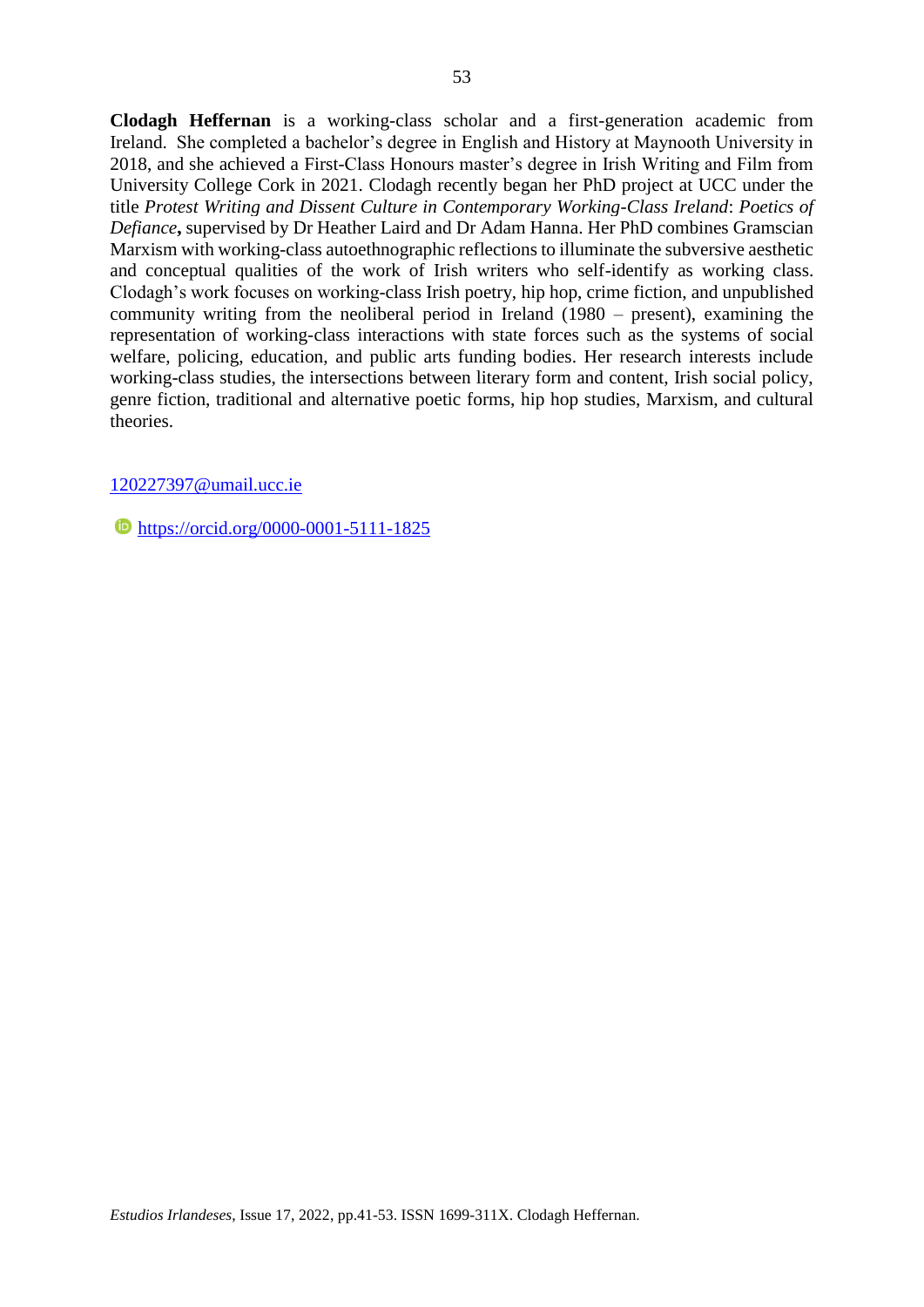**Clodagh Heffernan** is a working-class scholar and a first-generation academic from Ireland. She completed a bachelor's degree in English and History at Maynooth University in 2018, and she achieved a First-Class Honours master's degree in Irish Writing and Film from University College Cork in 2021. Clodagh recently began her PhD project at UCC under the title *Protest Writing and Dissent Culture in Contemporary Working-Class Ireland*: *Poetics of Defiance***,** supervised by Dr Heather Laird and Dr Adam Hanna. Her PhD combines Gramscian Marxism with working-class autoethnographic reflections to illuminate the subversive aesthetic and conceptual qualities of the work of Irish writers who self-identify as working class. Clodagh's work focuses on working-class Irish poetry, hip hop, crime fiction, and unpublished community writing from the neoliberal period in Ireland (1980 – present), examining the representation of working-class interactions with state forces such as the systems of social welfare, policing, education, and public arts funding bodies. Her research interests include working-class studies, the intersections between literary form and content, Irish social policy, genre fiction, traditional and alternative poetic forms, hip hop studies, Marxism, and cultural theories.

120227397@umail.ucc.ie

https://orcid.org/0000-0001-5111-1825